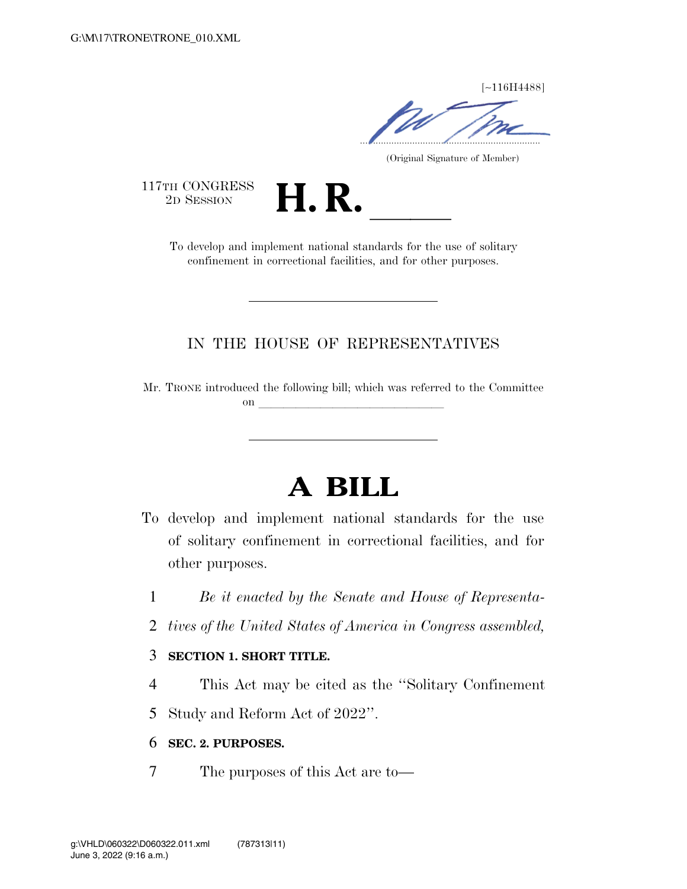[~116H4488]

(Original Signature of Member)

117TH CONGRESS
2D SESSION

# H. R. \_\_\_\_\_

To develop and implement national standards for the use of solitary confinement in correctional facilities, and for other purposes.

---

IN THE HOUSE OF REPRESENTATIVES

Mr. TRONE introduced the following bill; which was referred to the Committee on \_\_\_\_\_\_\_\_\_\_\_\_\_\_\_\_\_\_\_\_\_\_\_\_\_\_\_\_\_\_

---

# A BILL

To develop and implement national standards for the use of solitary confinement in correctional facilities, and for other purposes.

1 *Be it enacted by the Senate and House of Representa-*
2 *tives of the United States of America in Congress assembled,*

3 **SECTION 1. SHORT TITLE.**

4 This Act may be cited as the "Solitary Confinement
5 Study and Reform Act of 2022".

6 **SEC. 2. PURPOSES.**

7 The purposes of this Act are to—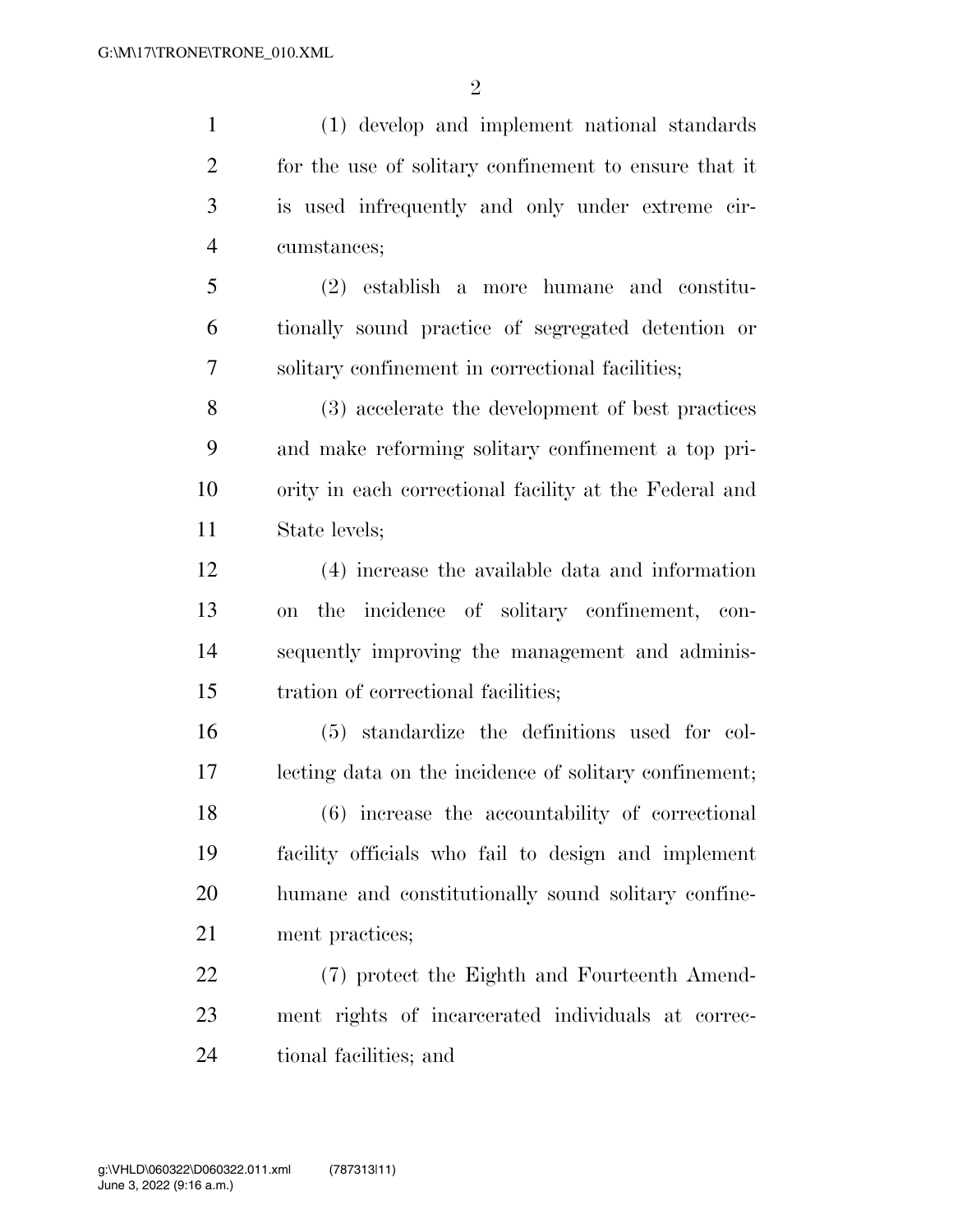(1) develop and implement national standards for the use of solitary confinement to ensure that it is used infrequently and only under extreme circumstances;

(2) establish a more humane and constitutionally sound practice of segregated detention or solitary confinement in correctional facilities;

(3) accelerate the development of best practices and make reforming solitary confinement a top priority in each correctional facility at the Federal and State levels;

(4) increase the available data and information on the incidence of solitary confinement, consequently improving the management and administration of correctional facilities;

(5) standardize the definitions used for collecting data on the incidence of solitary confinement;

(6) increase the accountability of correctional facility officials who fail to design and implement humane and constitutionally sound solitary confinement practices;

(7) protect the Eighth and Fourteenth Amendment rights of incarcerated individuals at correctional facilities; and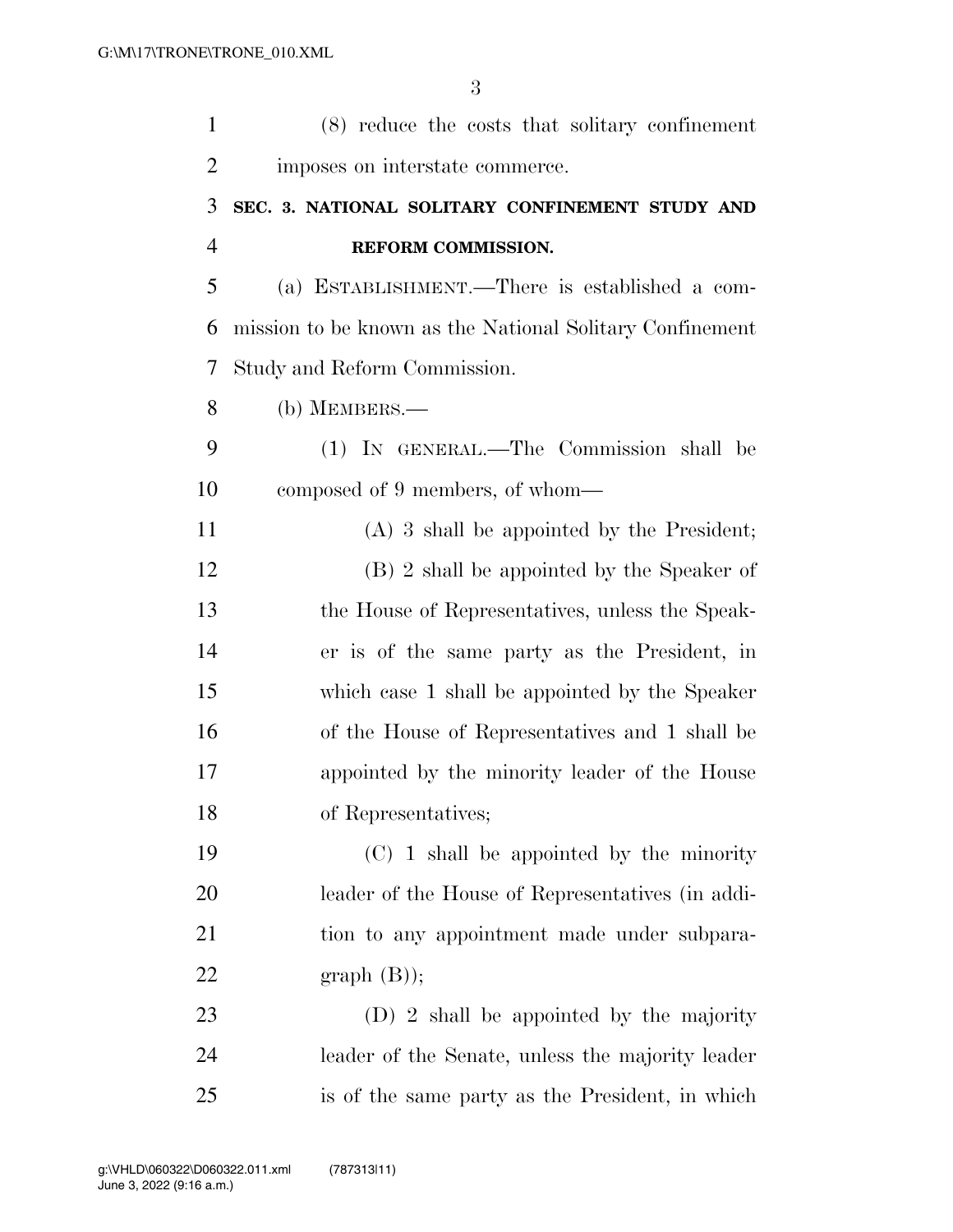(8) reduce the costs that solitary confinement imposes on interstate commerce.

## SEC. 3. NATIONAL SOLITARY CONFINEMENT STUDY AND REFORM COMMISSION.

(a) ESTABLISHMENT.—There is established a commission to be known as the National Solitary Confinement Study and Reform Commission.

(b) MEMBERS.—

(1) IN GENERAL.—The Commission shall be composed of 9 members, of whom—

(A) 3 shall be appointed by the President;

(B) 2 shall be appointed by the Speaker of the House of Representatives, unless the Speaker is of the same party as the President, in which case 1 shall be appointed by the Speaker of the House of Representatives and 1 shall be appointed by the minority leader of the House of Representatives;

(C) 1 shall be appointed by the minority leader of the House of Representatives (in addition to any appointment made under subparagraph (B));

(D) 2 shall be appointed by the majority leader of the Senate, unless the majority leader is of the same party as the President, in which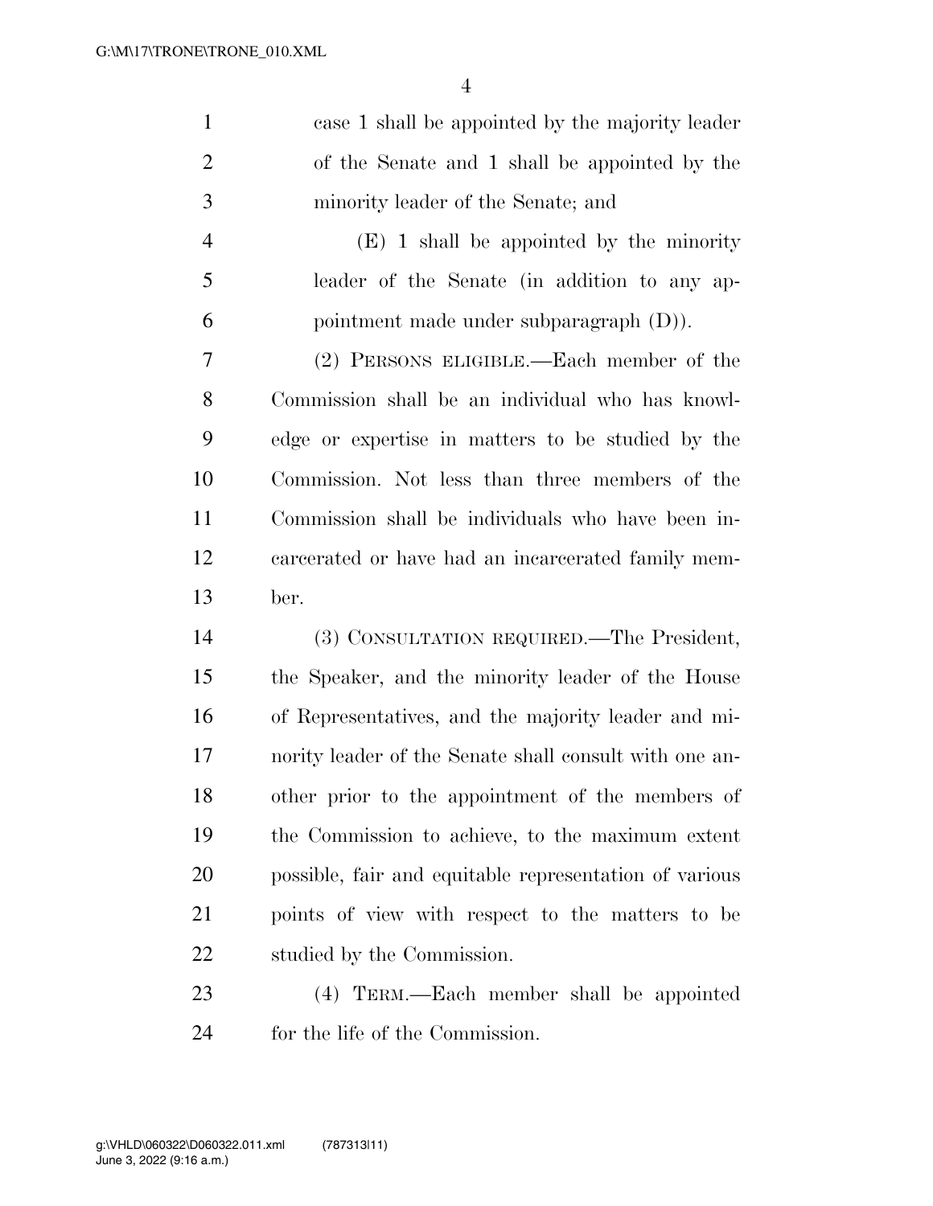case 1 shall be appointed by the majority leader of the Senate and 1 shall be appointed by the minority leader of the Senate; and

(E) 1 shall be appointed by the minority leader of the Senate (in addition to any appointment made under subparagraph (D)).

(2) PERSONS ELIGIBLE.—Each member of the Commission shall be an individual who has knowledge or expertise in matters to be studied by the Commission. Not less than three members of the Commission shall be individuals who have been incarcerated or have had an incarcerated family member.

(3) CONSULTATION REQUIRED.—The President, the Speaker, and the minority leader of the House of Representatives, and the majority leader and minority leader of the Senate shall consult with one another prior to the appointment of the members of the Commission to achieve, to the maximum extent possible, fair and equitable representation of various points of view with respect to the matters to be studied by the Commission.

(4) TERM.—Each member shall be appointed for the life of the Commission.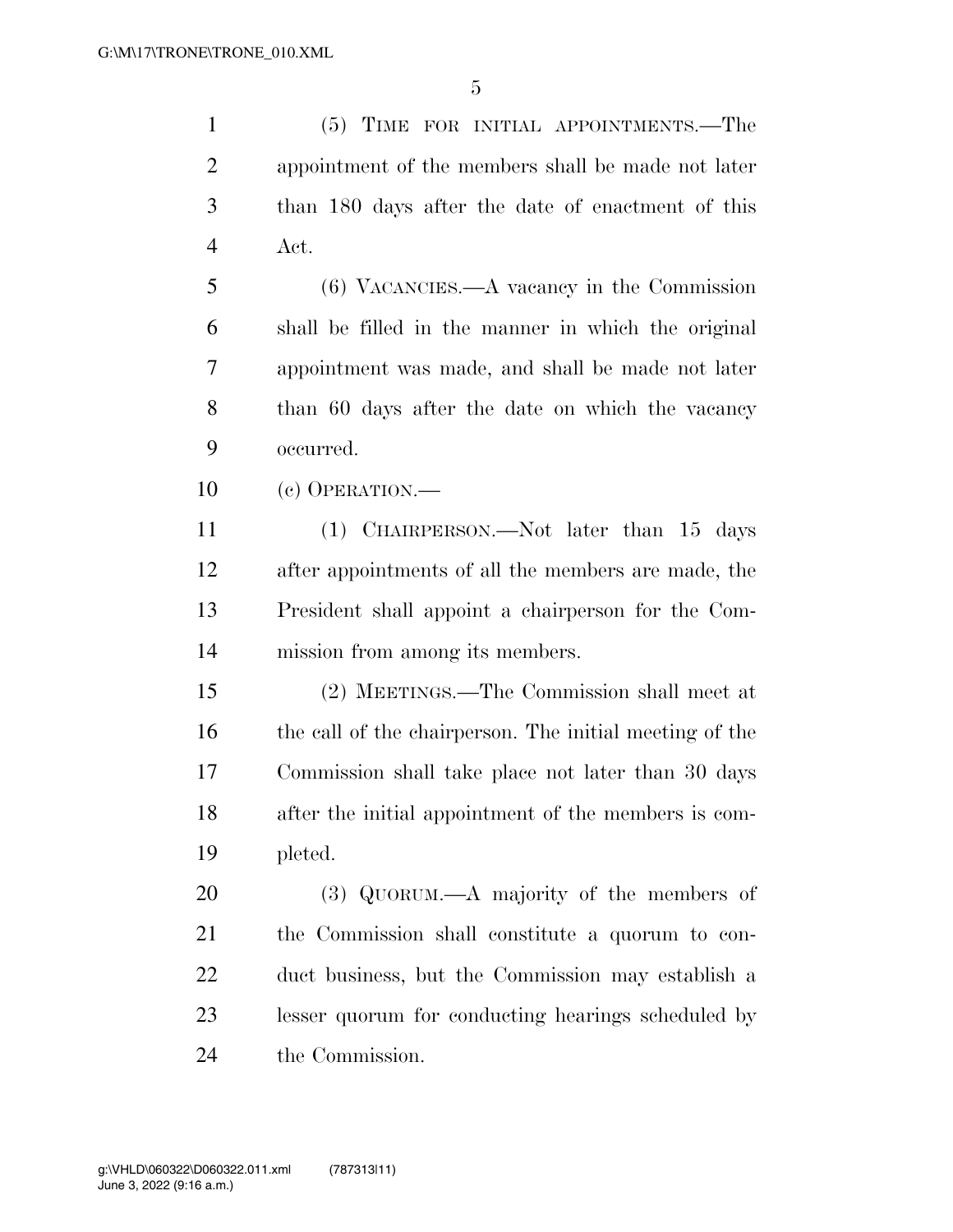(5) TIME FOR INITIAL APPOINTMENTS.—The appointment of the members shall be made not later than 180 days after the date of enactment of this Act.

(6) VACANCIES.—A vacancy in the Commission shall be filled in the manner in which the original appointment was made, and shall be made not later than 60 days after the date on which the vacancy occurred.

(c) OPERATION.—

(1) CHAIRPERSON.—Not later than 15 days after appointments of all the members are made, the President shall appoint a chairperson for the Commission from among its members.

(2) MEETINGS.—The Commission shall meet at the call of the chairperson. The initial meeting of the Commission shall take place not later than 30 days after the initial appointment of the members is completed.

(3) QUORUM.—A majority of the members of the Commission shall constitute a quorum to conduct business, but the Commission may establish a lesser quorum for conducting hearings scheduled by the Commission.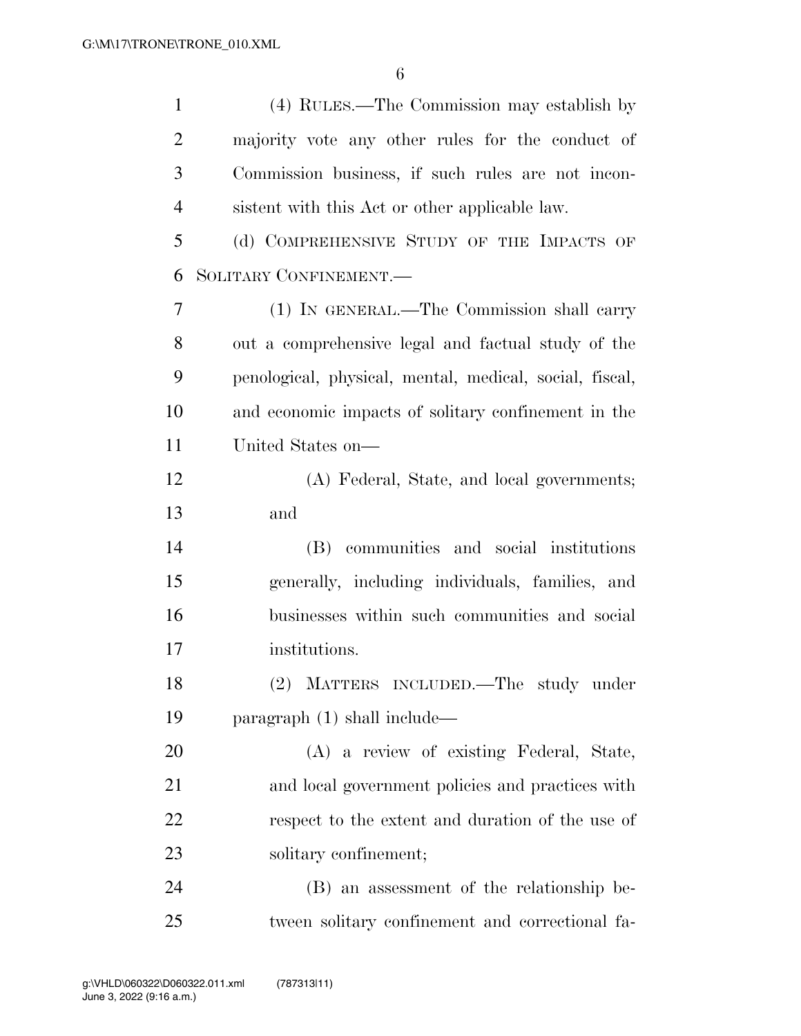(4) RULES.—The Commission may establish by majority vote any other rules for the conduct of Commission business, if such rules are not inconsistent with this Act or other applicable law.

(d) COMPREHENSIVE STUDY OF THE IMPACTS OF SOLITARY CONFINEMENT.—

(1) IN GENERAL.—The Commission shall carry out a comprehensive legal and factual study of the penological, physical, mental, medical, social, fiscal, and economic impacts of solitary confinement in the United States on—

(A) Federal, State, and local governments; and

(B) communities and social institutions generally, including individuals, families, and businesses within such communities and social institutions.

(2) MATTERS INCLUDED.—The study under paragraph (1) shall include—

(A) a review of existing Federal, State, and local government policies and practices with respect to the extent and duration of the use of solitary confinement;

(B) an assessment of the relationship between solitary confinement and correctional fa-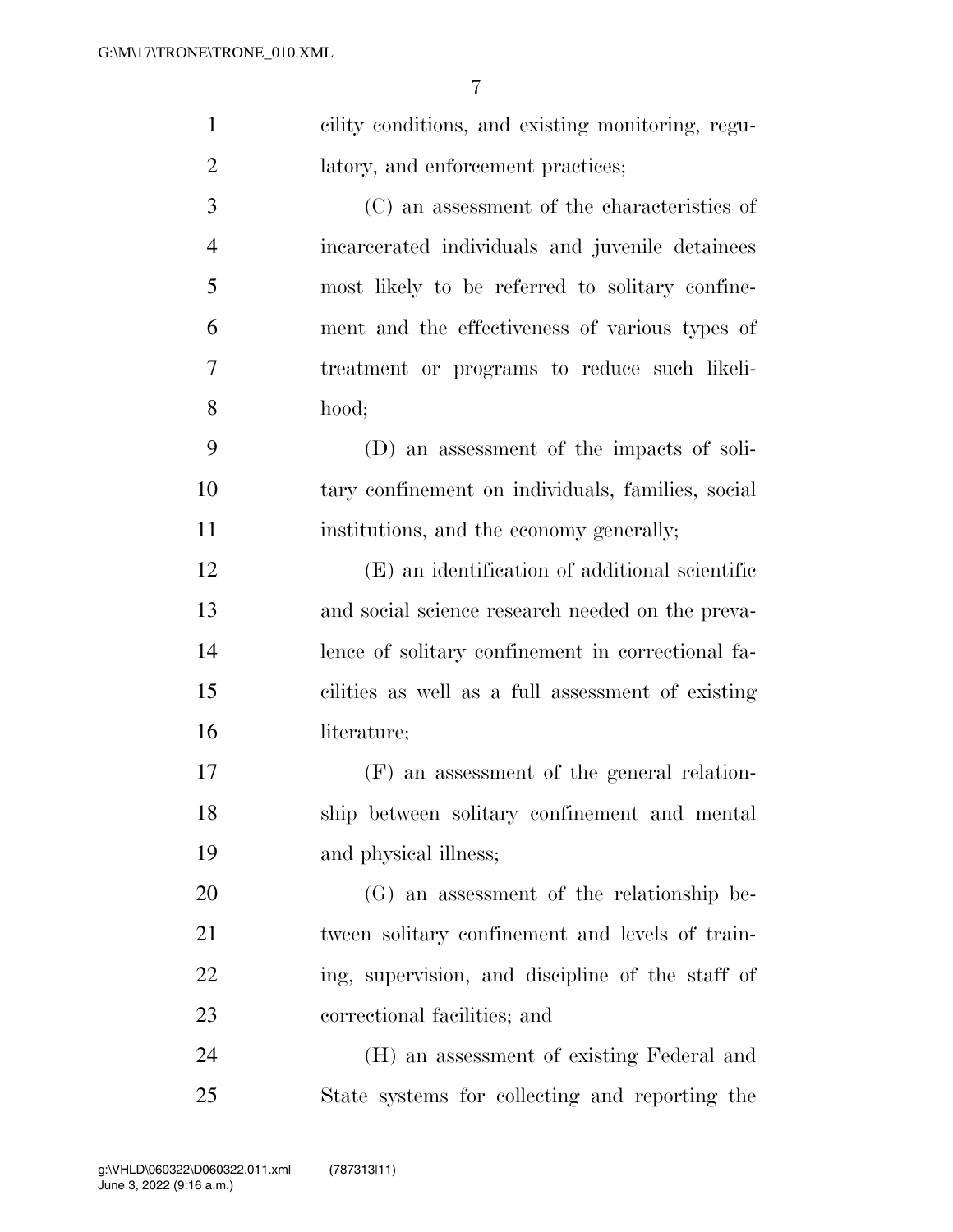cility conditions, and existing monitoring, regulatory, and enforcement practices;

(C) an assessment of the characteristics of incarcerated individuals and juvenile detainees most likely to be referred to solitary confinement and the effectiveness of various types of treatment or programs to reduce such likelihood;

(D) an assessment of the impacts of solitary confinement on individuals, families, social institutions, and the economy generally;

(E) an identification of additional scientific and social science research needed on the prevalence of solitary confinement in correctional facilities as well as a full assessment of existing literature;

(F) an assessment of the general relationship between solitary confinement and mental and physical illness;

(G) an assessment of the relationship between solitary confinement and levels of training, supervision, and discipline of the staff of correctional facilities; and

(H) an assessment of existing Federal and State systems for collecting and reporting the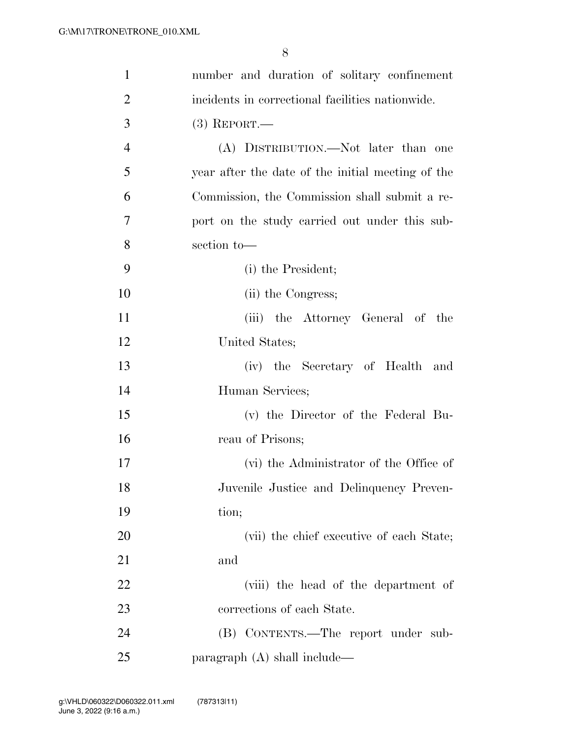number and duration of solitary confinement incidents in correctional facilities nationwide.

(3) REPORT.—

(A) DISTRIBUTION.—Not later than one year after the date of the initial meeting of the Commission, the Commission shall submit a report on the study carried out under this subsection to—

(i) the President;

(ii) the Congress;

(iii) the Attorney General of the United States;

(iv) the Secretary of Health and Human Services;

(v) the Director of the Federal Bureau of Prisons;

(vi) the Administrator of the Office of Juvenile Justice and Delinquency Prevention;

(vii) the chief executive of each State; and

(viii) the head of the department of corrections of each State.

(B) CONTENTS.—The report under subparagraph (A) shall include—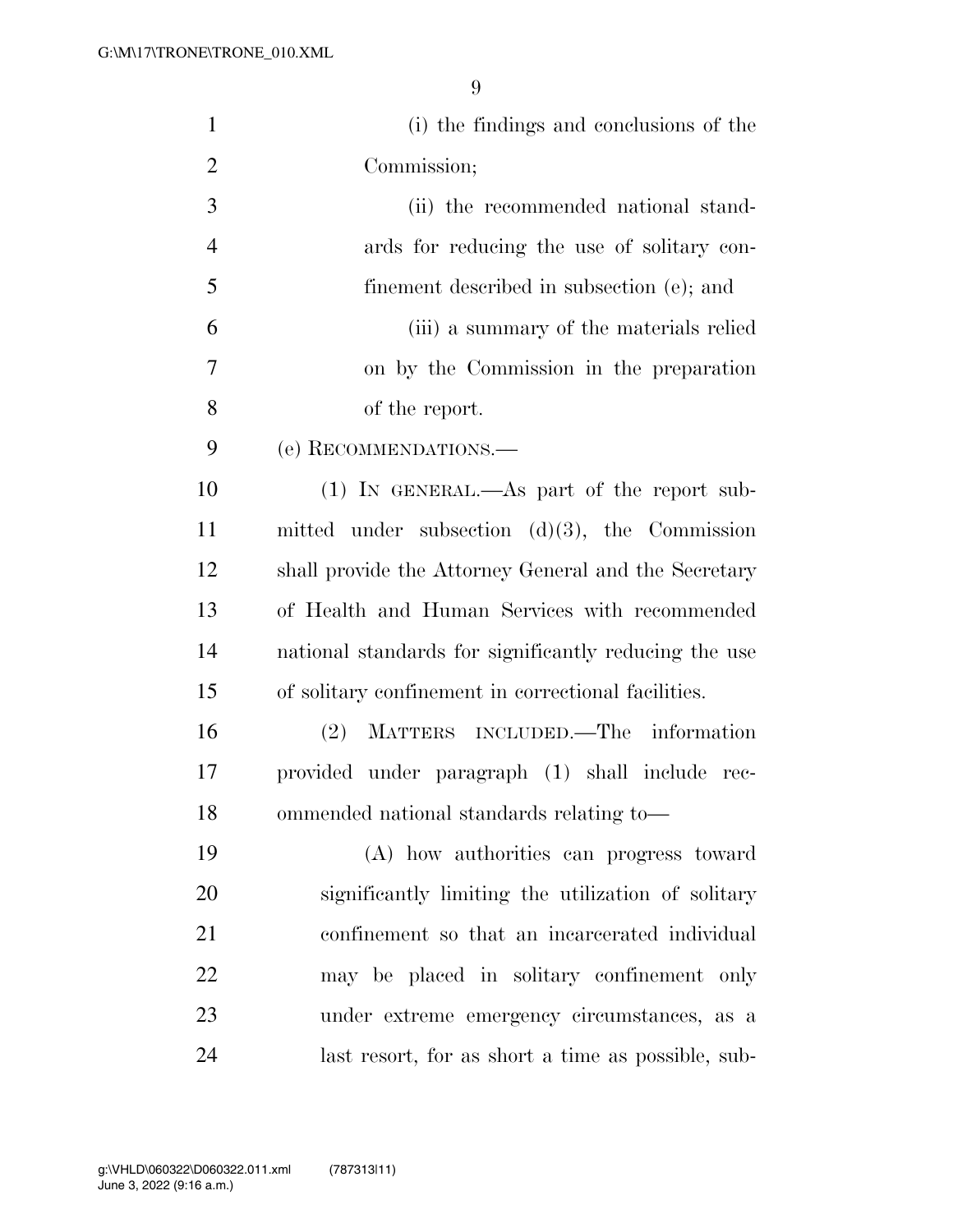(i) the findings and conclusions of the Commission;

(ii) the recommended national standards for reducing the use of solitary confinement described in subsection (e); and

(iii) a summary of the materials relied on by the Commission in the preparation of the report.

(e) RECOMMENDATIONS.—

(1) IN GENERAL.—As part of the report submitted under subsection (d)(3), the Commission shall provide the Attorney General and the Secretary of Health and Human Services with recommended national standards for significantly reducing the use of solitary confinement in correctional facilities.

(2) MATTERS INCLUDED.—The information provided under paragraph (1) shall include recommended national standards relating to—

(A) how authorities can progress toward significantly limiting the utilization of solitary confinement so that an incarcerated individual may be placed in solitary confinement only under extreme emergency circumstances, as a last resort, for as short a time as possible, sub-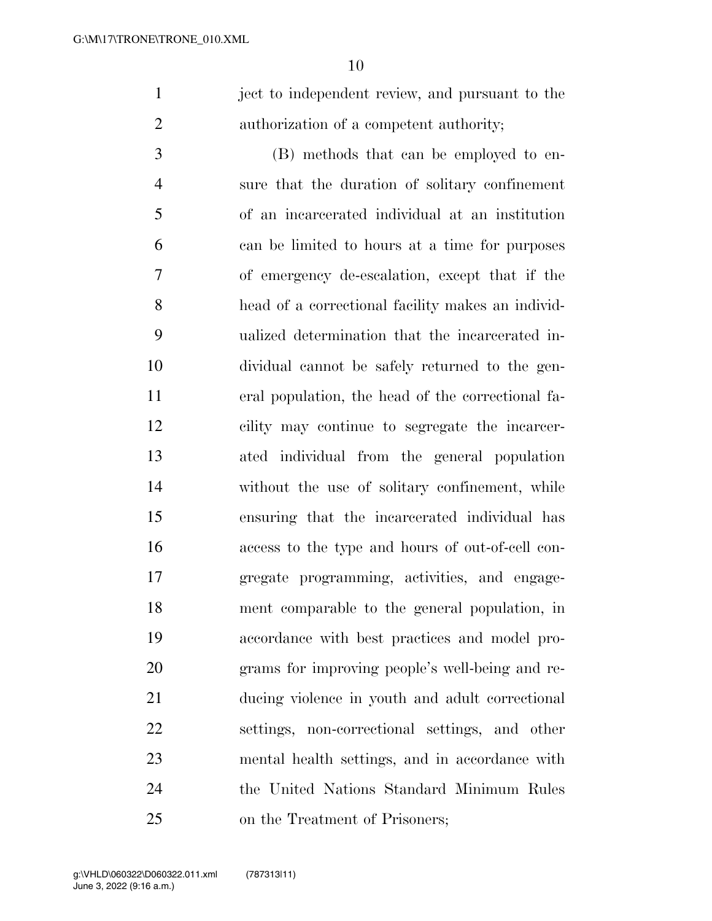ject to independent review, and pursuant to the authorization of a competent authority;

(B) methods that can be employed to ensure that the duration of solitary confinement of an incarcerated individual at an institution can be limited to hours at a time for purposes of emergency de-escalation, except that if the head of a correctional facility makes an individualized determination that the incarcerated individual cannot be safely returned to the general population, the head of the correctional facility may continue to segregate the incarcerated individual from the general population without the use of solitary confinement, while ensuring that the incarcerated individual has access to the type and hours of out-of-cell congregate programming, activities, and engagement comparable to the general population, in accordance with best practices and model programs for improving people's well-being and reducing violence in youth and adult correctional settings, non-correctional settings, and other mental health settings, and in accordance with the United Nations Standard Minimum Rules on the Treatment of Prisoners;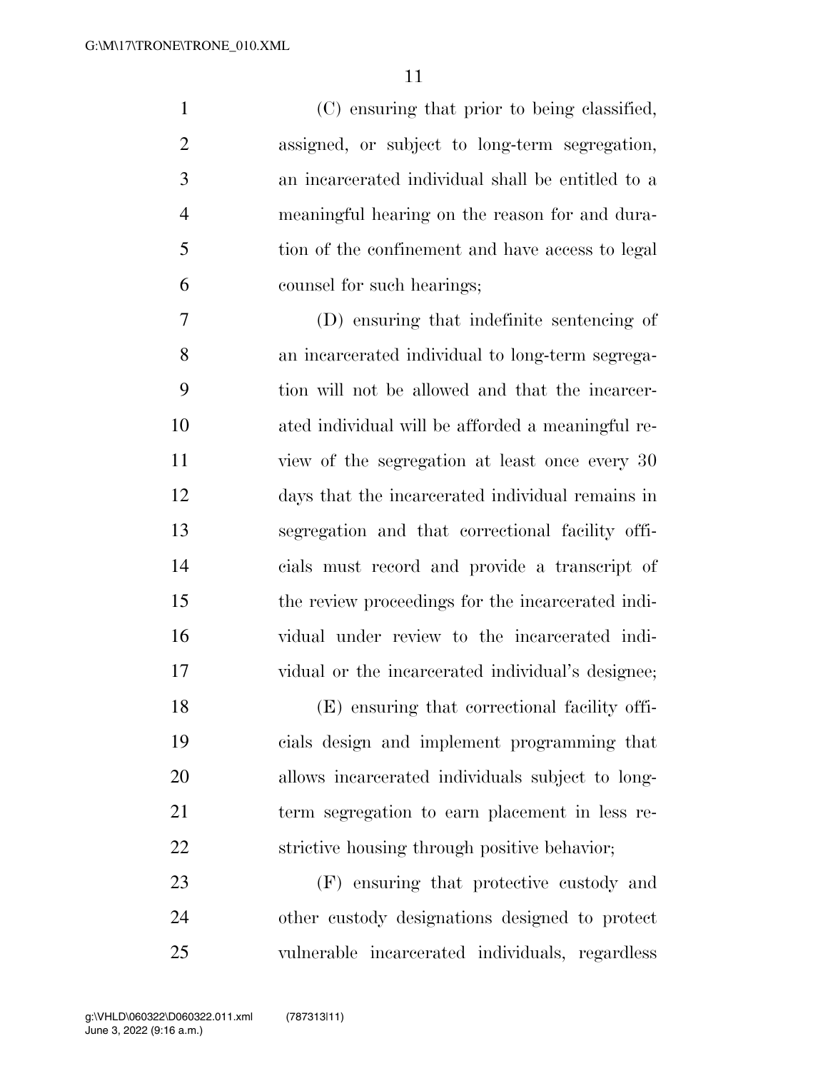(C) ensuring that prior to being classified, assigned, or subject to long-term segregation, an incarcerated individual shall be entitled to a meaningful hearing on the reason for and duration of the confinement and have access to legal counsel for such hearings;

(D) ensuring that indefinite sentencing of an incarcerated individual to long-term segregation will not be allowed and that the incarcerated individual will be afforded a meaningful review of the segregation at least once every 30 days that the incarcerated individual remains in segregation and that correctional facility officials must record and provide a transcript of the review proceedings for the incarcerated individual under review to the incarcerated individual or the incarcerated individual's designee;

(E) ensuring that correctional facility officials design and implement programming that allows incarcerated individuals subject to long-term segregation to earn placement in less restrictive housing through positive behavior;

(F) ensuring that protective custody and other custody designations designed to protect vulnerable incarcerated individuals, regardless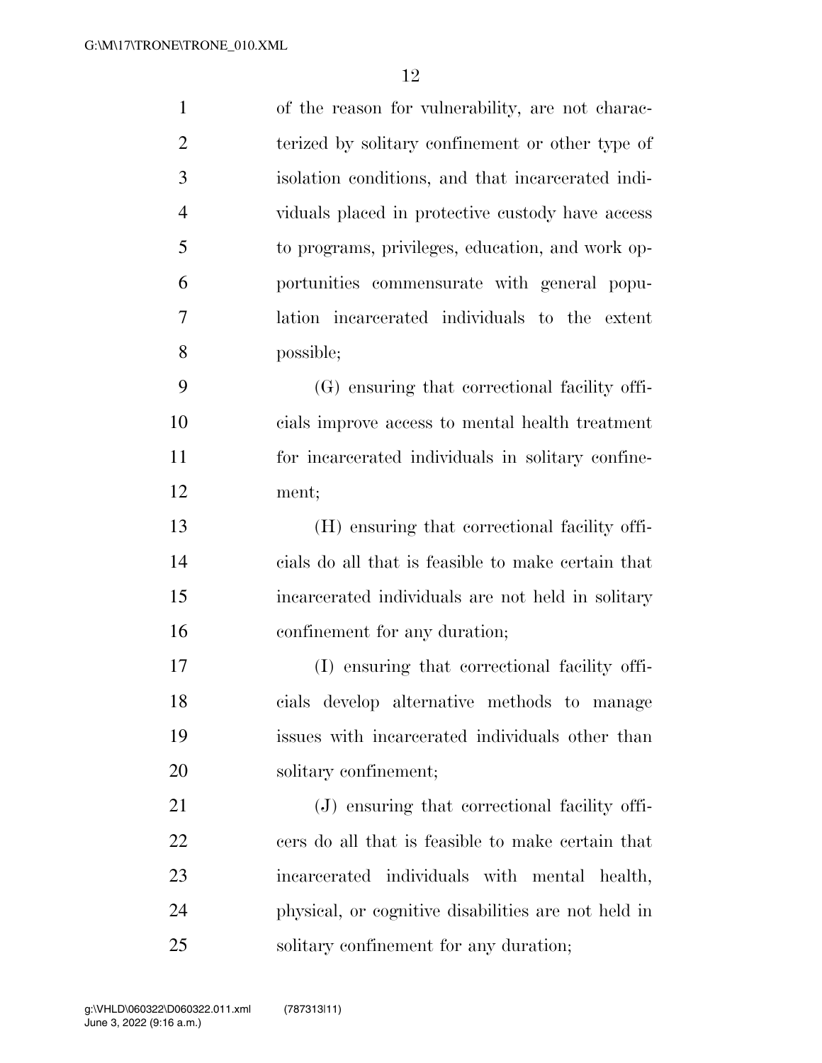of the reason for vulnerability, are not characterized by solitary confinement or other type of isolation conditions, and that incarcerated individuals placed in protective custody have access to programs, privileges, education, and work opportunities commensurate with general population incarcerated individuals to the extent possible;

(G) ensuring that correctional facility officials improve access to mental health treatment for incarcerated individuals in solitary confinement;

(H) ensuring that correctional facility officials do all that is feasible to make certain that incarcerated individuals are not held in solitary confinement for any duration;

(I) ensuring that correctional facility officials develop alternative methods to manage issues with incarcerated individuals other than solitary confinement;

(J) ensuring that correctional facility officers do all that is feasible to make certain that incarcerated individuals with mental health, physical, or cognitive disabilities are not held in solitary confinement for any duration;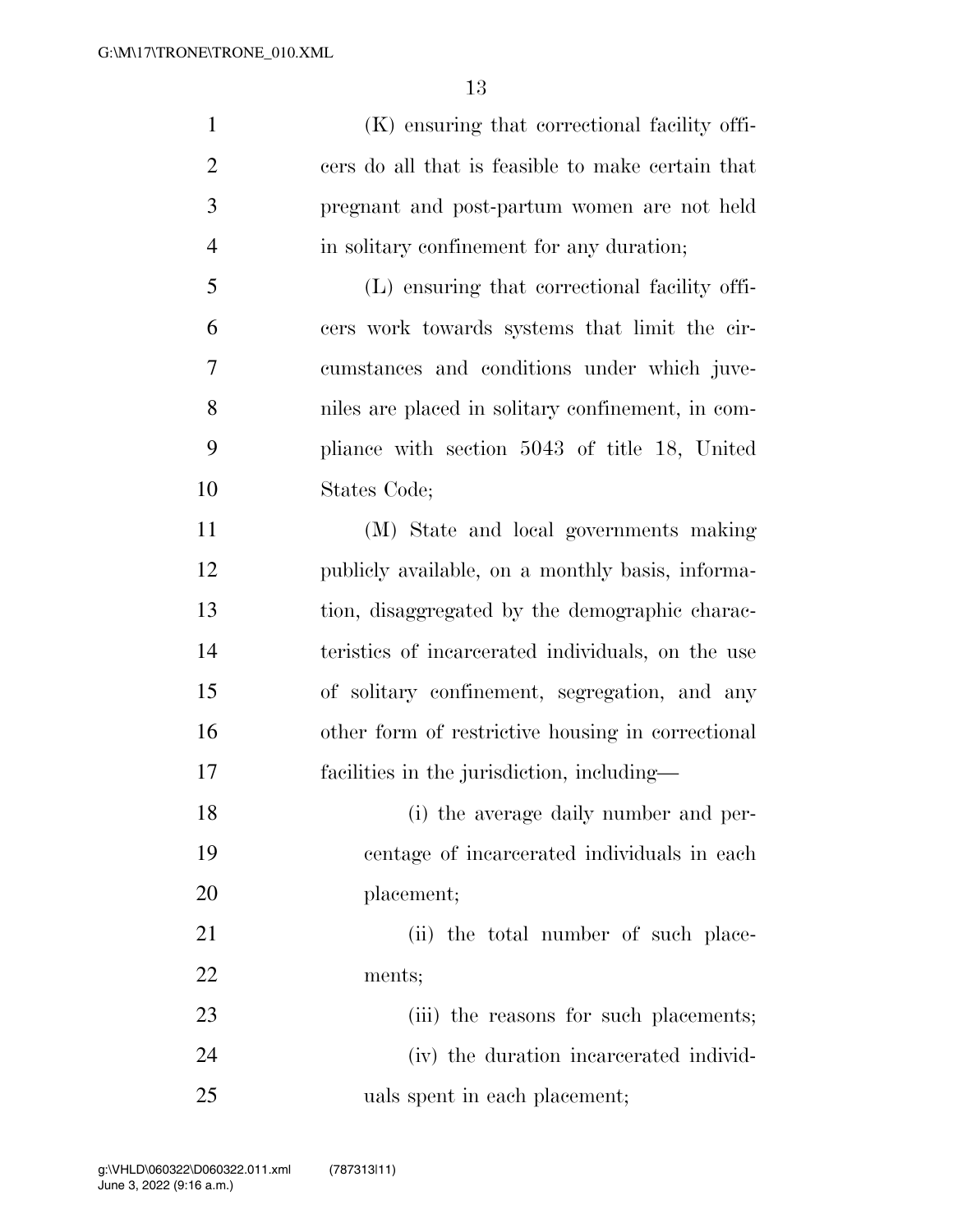(K) ensuring that correctional facility officers do all that is feasible to make certain that pregnant and post-partum women are not held in solitary confinement for any duration;

(L) ensuring that correctional facility officers work towards systems that limit the circumstances and conditions under which juveniles are placed in solitary confinement, in compliance with section 5043 of title 18, United States Code;

(M) State and local governments making publicly available, on a monthly basis, information, disaggregated by the demographic characteristics of incarcerated individuals, on the use of solitary confinement, segregation, and any other form of restrictive housing in correctional facilities in the jurisdiction, including—

(i) the average daily number and percentage of incarcerated individuals in each placement;

(ii) the total number of such placements;

(iii) the reasons for such placements;

(iv) the duration incarcerated individuals spent in each placement;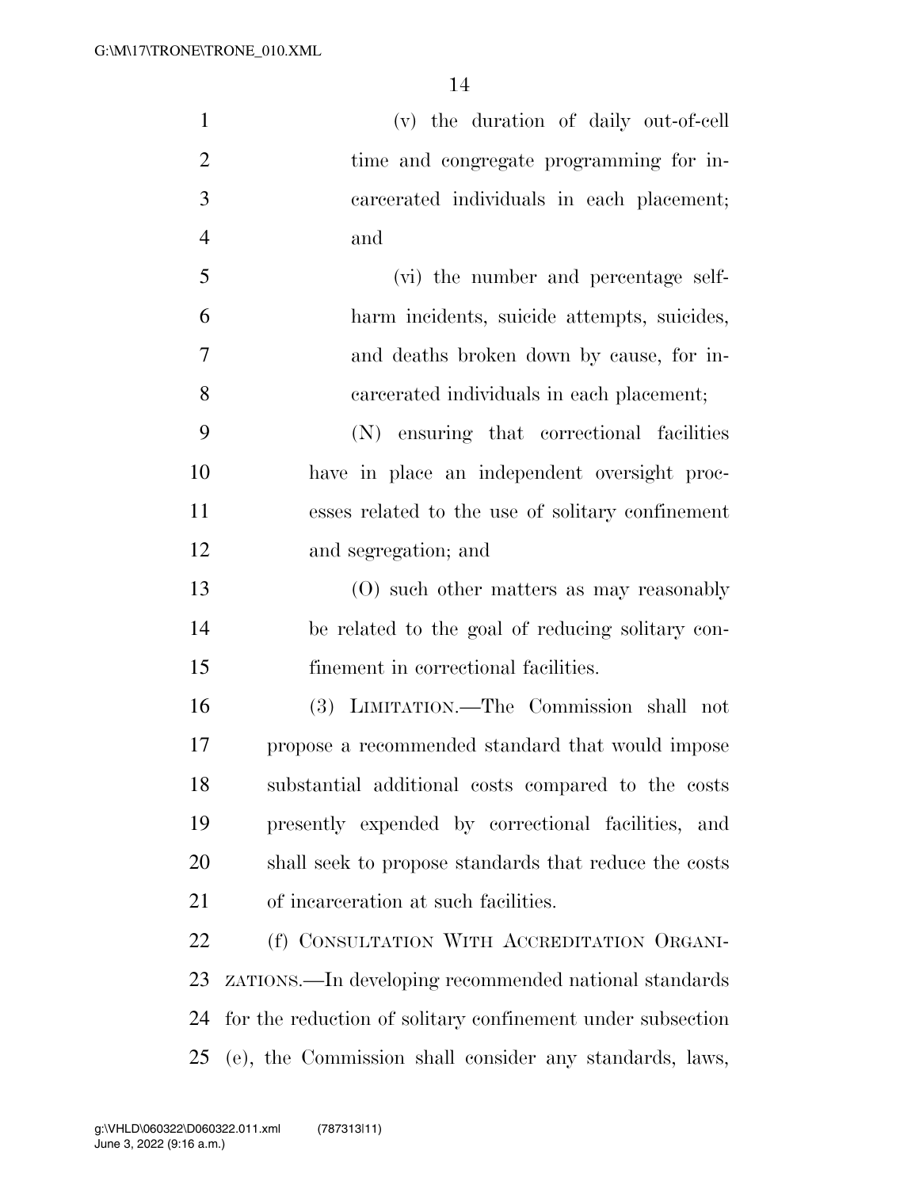(v) the duration of daily out-of-cell time and congregate programming for incarcerated individuals in each placement; and

(vi) the number and percentage self-harm incidents, suicide attempts, suicides, and deaths broken down by cause, for incarcerated individuals in each placement;

(N) ensuring that correctional facilities have in place an independent oversight processes related to the use of solitary confinement and segregation; and

(O) such other matters as may reasonably be related to the goal of reducing solitary confinement in correctional facilities.

(3) LIMITATION.—The Commission shall not propose a recommended standard that would impose substantial additional costs compared to the costs presently expended by correctional facilities, and shall seek to propose standards that reduce the costs of incarceration at such facilities.

(f) CONSULTATION WITH ACCREDITATION ORGANIZATIONS.—In developing recommended national standards for the reduction of solitary confinement under subsection (e), the Commission shall consider any standards, laws,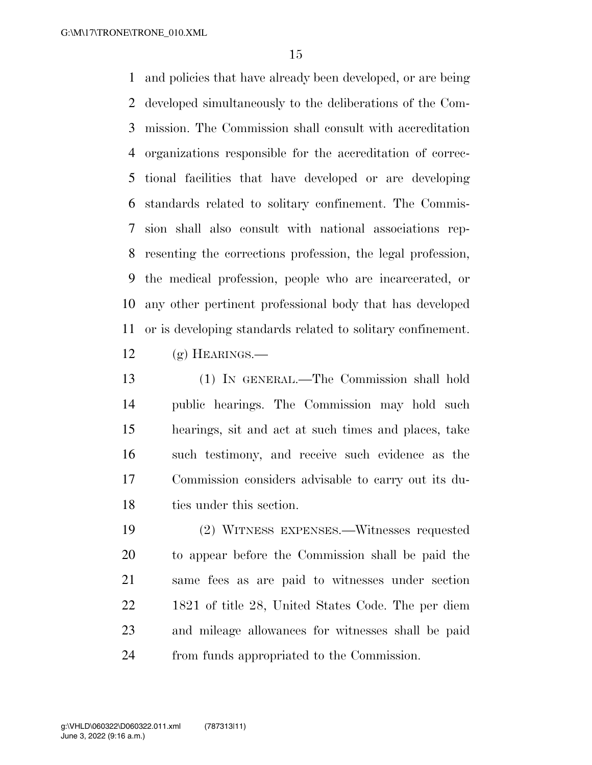and policies that have already been developed, or are being developed simultaneously to the deliberations of the Commission. The Commission shall consult with accreditation organizations responsible for the accreditation of correctional facilities that have developed or are developing standards related to solitary confinement. The Commission shall also consult with national associations representing the corrections profession, the legal profession, the medical profession, people who are incarcerated, or any other pertinent professional body that has developed or is developing standards related to solitary confinement.

(g) HEARINGS.—

(1) IN GENERAL.—The Commission shall hold public hearings. The Commission may hold such hearings, sit and act at such times and places, take such testimony, and receive such evidence as the Commission considers advisable to carry out its duties under this section.

(2) WITNESS EXPENSES.—Witnesses requested to appear before the Commission shall be paid the same fees as are paid to witnesses under section 1821 of title 28, United States Code. The per diem and mileage allowances for witnesses shall be paid from funds appropriated to the Commission.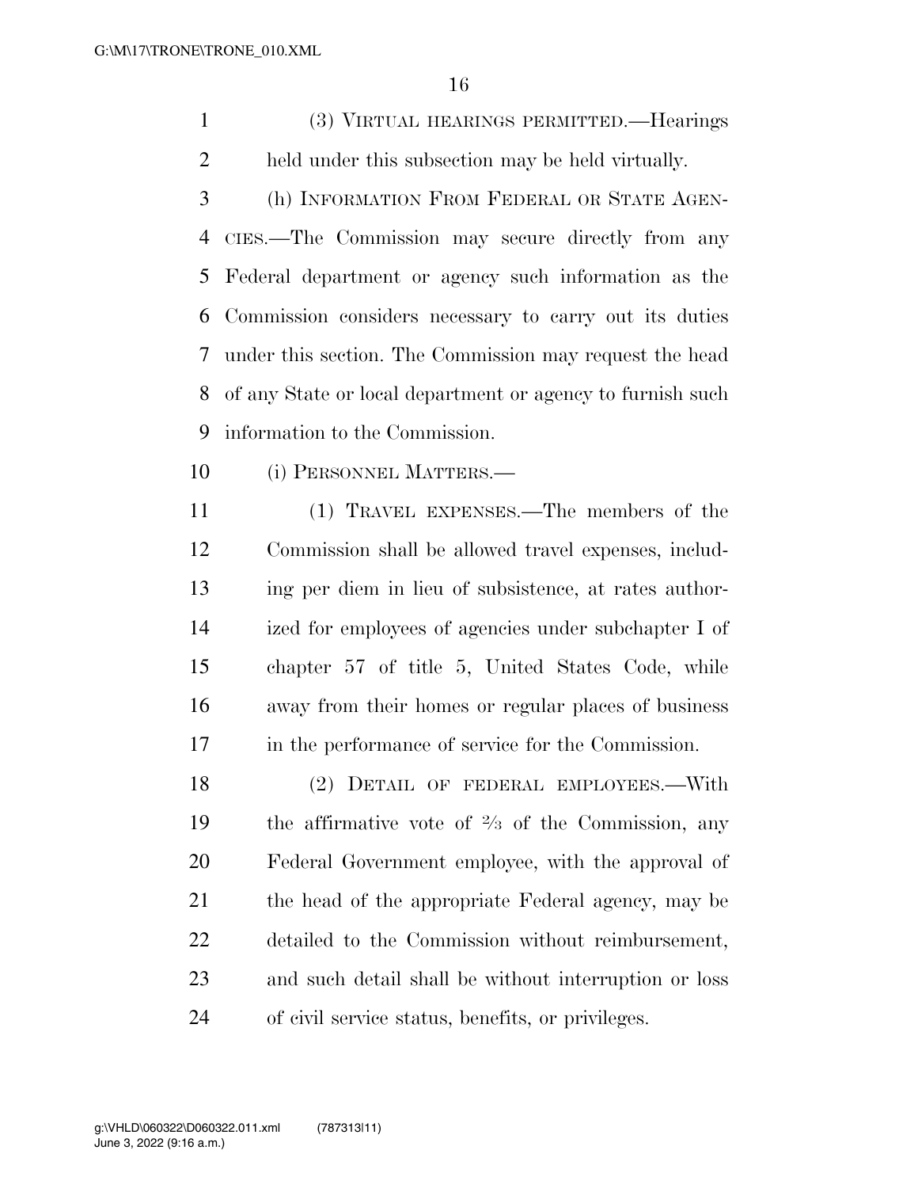(3) VIRTUAL HEARINGS PERMITTED.—Hearings held under this subsection may be held virtually.

(h) INFORMATION FROM FEDERAL OR STATE AGENCIES.—The Commission may secure directly from any Federal department or agency such information as the Commission considers necessary to carry out its duties under this section. The Commission may request the head of any State or local department or agency to furnish such information to the Commission.

(i) PERSONNEL MATTERS.—

(1) TRAVEL EXPENSES.—The members of the Commission shall be allowed travel expenses, including per diem in lieu of subsistence, at rates authorized for employees of agencies under subchapter I of chapter 57 of title 5, United States Code, while away from their homes or regular places of business in the performance of service for the Commission.

(2) DETAIL OF FEDERAL EMPLOYEES.—With the affirmative vote of $2/3$ of the Commission, any Federal Government employee, with the approval of the head of the appropriate Federal agency, may be detailed to the Commission without reimbursement, and such detail shall be without interruption or loss of civil service status, benefits, or privileges.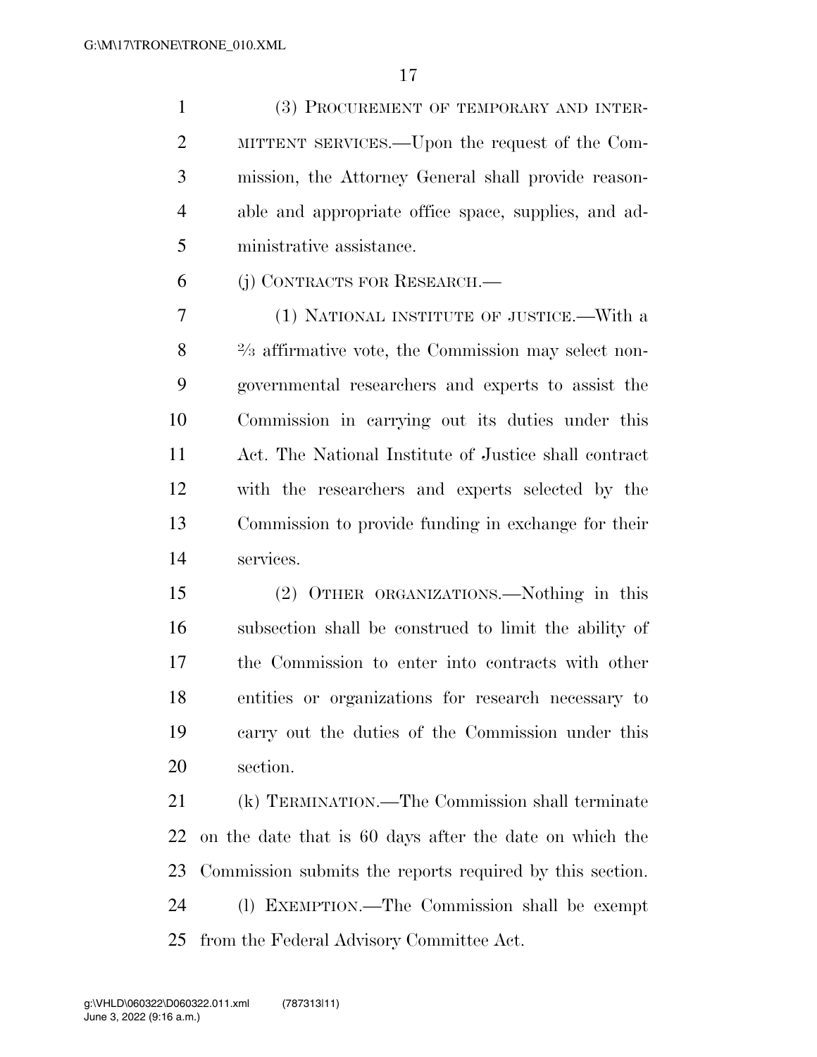(3) PROCUREMENT OF TEMPORARY AND INTERMITTENT SERVICES.—Upon the request of the Commission, the Attorney General shall provide reasonable and appropriate office space, supplies, and administrative assistance.

(j) CONTRACTS FOR RESEARCH.—

(1) NATIONAL INSTITUTE OF JUSTICE.—With a ⅔ affirmative vote, the Commission may select nongovernmental researchers and experts to assist the Commission in carrying out its duties under this Act. The National Institute of Justice shall contract with the researchers and experts selected by the Commission to provide funding in exchange for their services.

(2) OTHER ORGANIZATIONS.—Nothing in this subsection shall be construed to limit the ability of the Commission to enter into contracts with other entities or organizations for research necessary to carry out the duties of the Commission under this section.

(k) TERMINATION.—The Commission shall terminate on the date that is 60 days after the date on which the Commission submits the reports required by this section.

(l) EXEMPTION.—The Commission shall be exempt from the Federal Advisory Committee Act.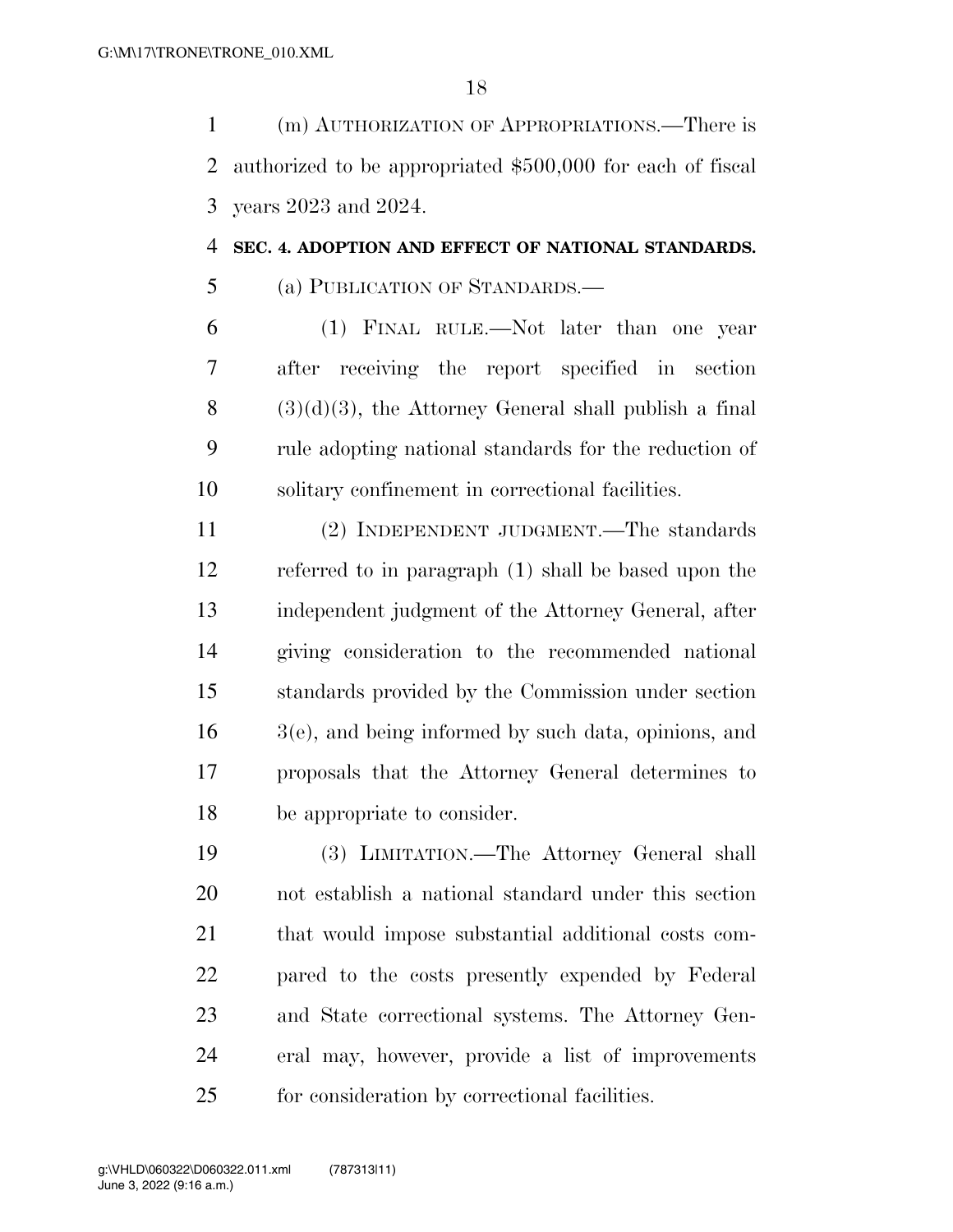(m) AUTHORIZATION OF APPROPRIATIONS.—There is authorized to be appropriated $500,000 for each of fiscal years 2023 and 2024.

**SEC. 4. ADOPTION AND EFFECT OF NATIONAL STANDARDS.**

(a) PUBLICATION OF STANDARDS.—

(1) FINAL RULE.—Not later than one year after receiving the report specified in section (3)(d)(3), the Attorney General shall publish a final rule adopting national standards for the reduction of solitary confinement in correctional facilities.

(2) INDEPENDENT JUDGMENT.—The standards referred to in paragraph (1) shall be based upon the independent judgment of the Attorney General, after giving consideration to the recommended national standards provided by the Commission under section 3(e), and being informed by such data, opinions, and proposals that the Attorney General determines to be appropriate to consider.

(3) LIMITATION.—The Attorney General shall not establish a national standard under this section that would impose substantial additional costs compared to the costs presently expended by Federal and State correctional systems. The Attorney General may, however, provide a list of improvements for consideration by correctional facilities.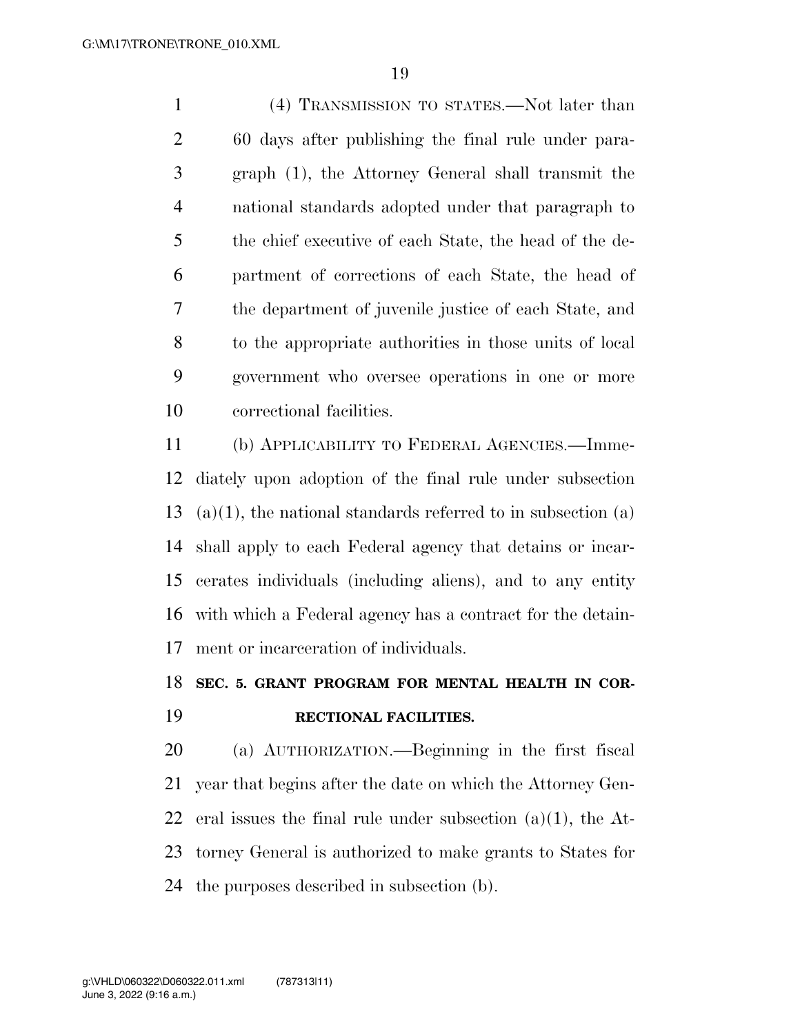(4) TRANSMISSION TO STATES.—Not later than 60 days after publishing the final rule under paragraph (1), the Attorney General shall transmit the national standards adopted under that paragraph to the chief executive of each State, the head of the department of corrections of each State, the head of the department of juvenile justice of each State, and to the appropriate authorities in those units of local government who oversee operations in one or more correctional facilities.

(b) APPLICABILITY TO FEDERAL AGENCIES.—Immediately upon adoption of the final rule under subsection (a)(1), the national standards referred to in subsection (a) shall apply to each Federal agency that detains or incarcerates individuals (including aliens), and to any entity with which a Federal agency has a contract for the detainment or incarceration of individuals.

## SEC. 5. GRANT PROGRAM FOR MENTAL HEALTH IN CORRECTIONAL FACILITIES.

(a) AUTHORIZATION.—Beginning in the first fiscal year that begins after the date on which the Attorney General issues the final rule under subsection (a)(1), the Attorney General is authorized to make grants to States for the purposes described in subsection (b).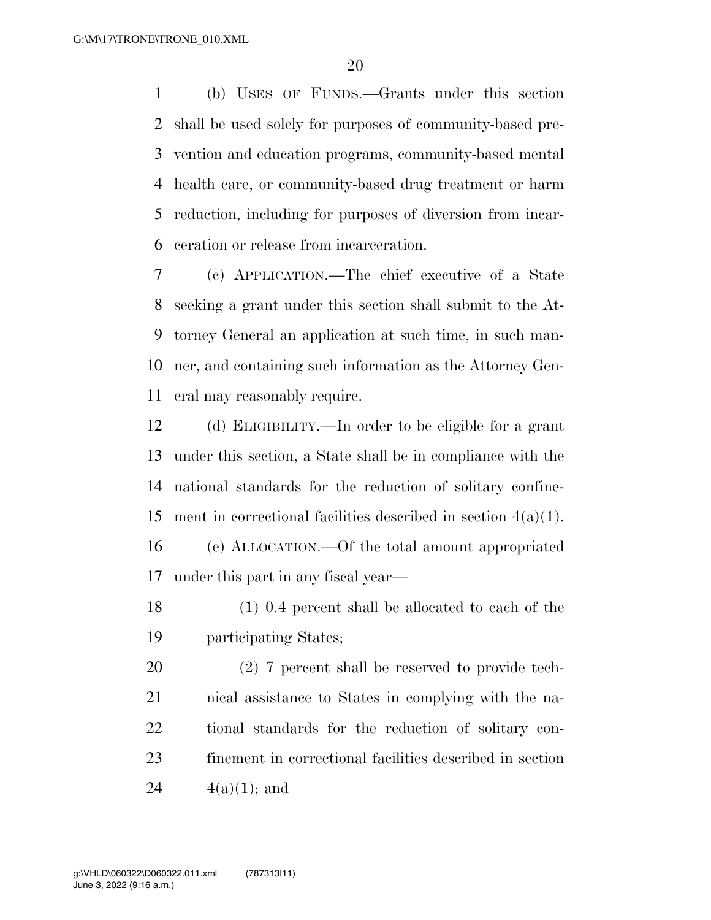(b) USES OF FUNDS.—Grants under this section shall be used solely for purposes of community-based prevention and education programs, community-based mental health care, or community-based drug treatment or harm reduction, including for purposes of diversion from incarceration or release from incarceration.

(c) APPLICATION.—The chief executive of a State seeking a grant under this section shall submit to the Attorney General an application at such time, in such manner, and containing such information as the Attorney General may reasonably require.

(d) ELIGIBILITY.—In order to be eligible for a grant under this section, a State shall be in compliance with the national standards for the reduction of solitary confinement in correctional facilities described in section 4(a)(1).

(e) ALLOCATION.—Of the total amount appropriated under this part in any fiscal year—

(1) 0.4 percent shall be allocated to each of the participating States;

(2) 7 percent shall be reserved to provide technical assistance to States in complying with the national standards for the reduction of solitary confinement in correctional facilities described in section 4(a)(1); and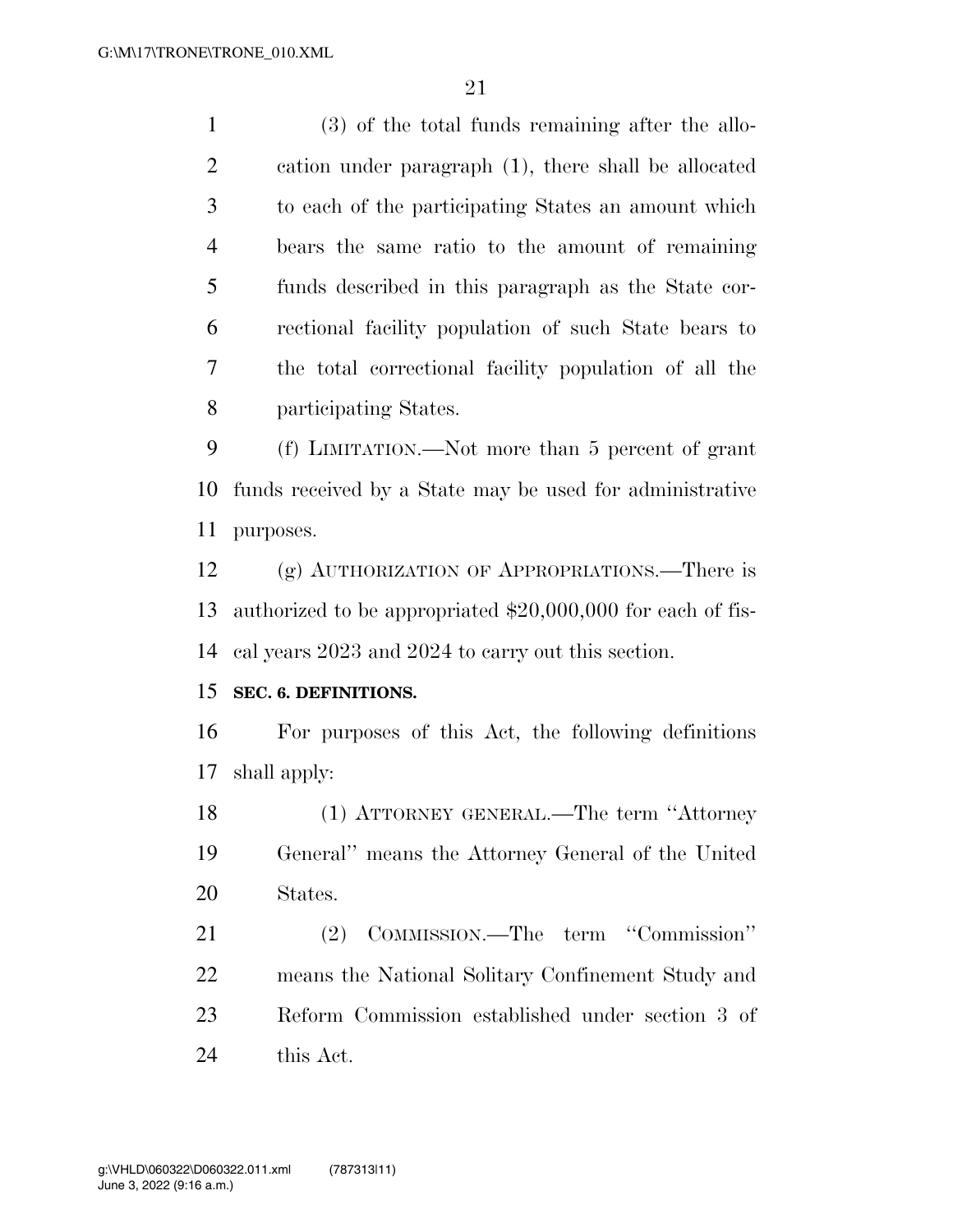(3) of the total funds remaining after the allocation under paragraph (1), there shall be allocated to each of the participating States an amount which bears the same ratio to the amount of remaining funds described in this paragraph as the State correctional facility population of such State bears to the total correctional facility population of all the participating States.

(f) LIMITATION.—Not more than 5 percent of grant funds received by a State may be used for administrative purposes.

(g) AUTHORIZATION OF APPROPRIATIONS.—There is authorized to be appropriated $20,000,000 for each of fiscal years 2023 and 2024 to carry out this section.

**SEC. 6. DEFINITIONS.**

For purposes of this Act, the following definitions shall apply:

(1) ATTORNEY GENERAL.—The term ''Attorney General'' means the Attorney General of the United States.

(2) COMMISSION.—The term ''Commission'' means the National Solitary Confinement Study and Reform Commission established under section 3 of this Act.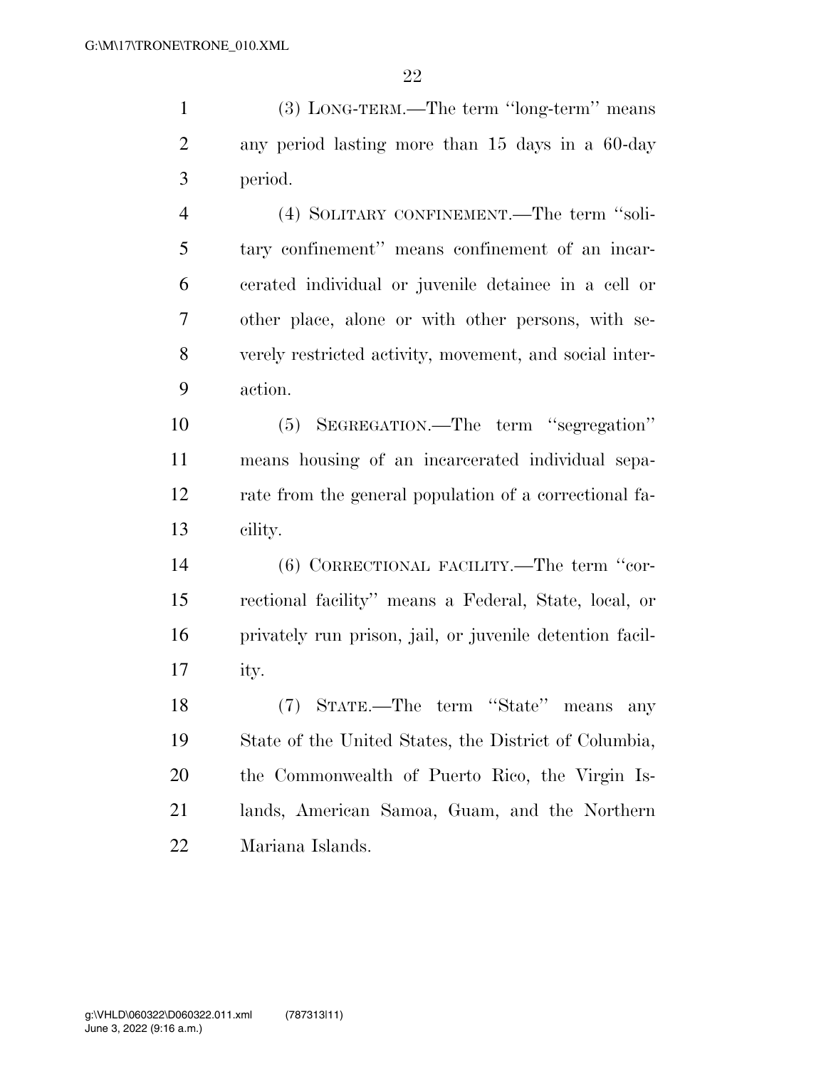(3) LONG-TERM.—The term ''long-term'' means any period lasting more than 15 days in a 60-day period.

(4) SOLITARY CONFINEMENT.—The term ''solitary confinement'' means confinement of an incarcerated individual or juvenile detainee in a cell or other place, alone or with other persons, with severely restricted activity, movement, and social interaction.

(5) SEGREGATION.—The term ''segregation'' means housing of an incarcerated individual separate from the general population of a correctional facility.

(6) CORRECTIONAL FACILITY.—The term ''correctional facility'' means a Federal, State, local, or privately run prison, jail, or juvenile detention facility.

(7) STATE.—The term ''State'' means any State of the United States, the District of Columbia, the Commonwealth of Puerto Rico, the Virgin Islands, American Samoa, Guam, and the Northern Mariana Islands.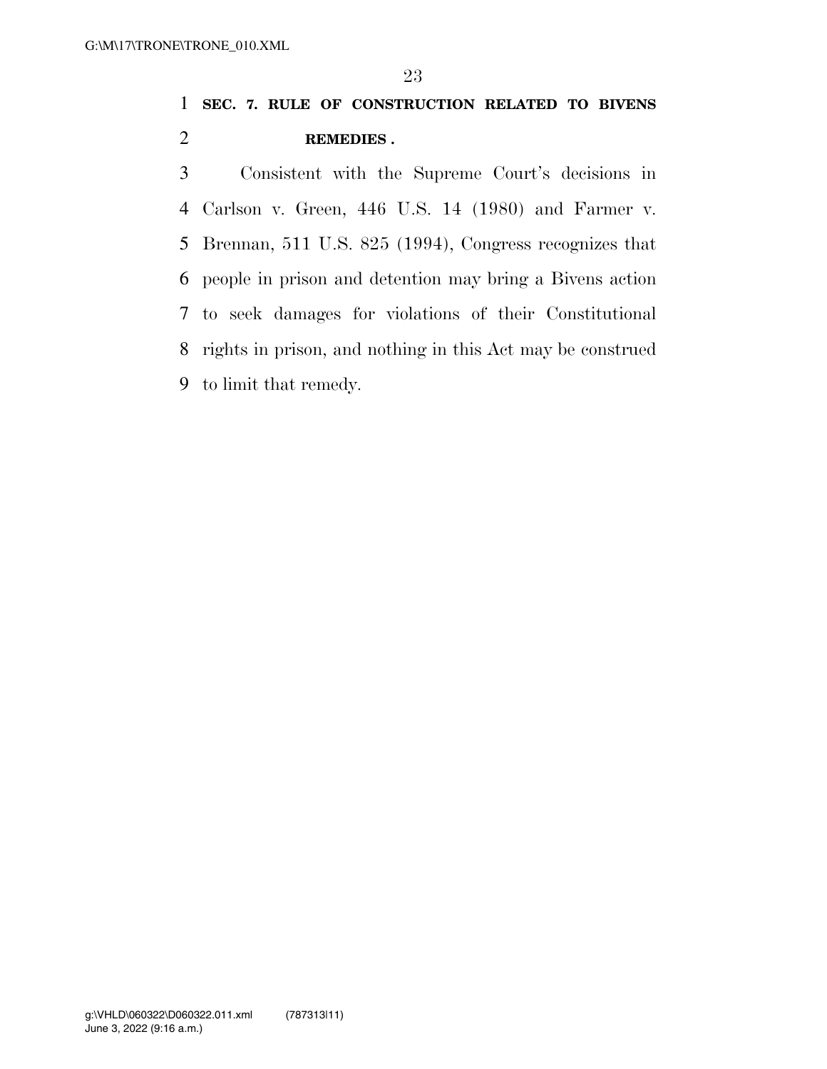**SEC. 7. RULE OF CONSTRUCTION RELATED TO BIVENS REMEDIES .**

Consistent with the Supreme Court's decisions in Carlson v. Green, 446 U.S. 14 (1980) and Farmer v. Brennan, 511 U.S. 825 (1994), Congress recognizes that people in prison and detention may bring a Bivens action to seek damages for violations of their Constitutional rights in prison, and nothing in this Act may be construed to limit that remedy.